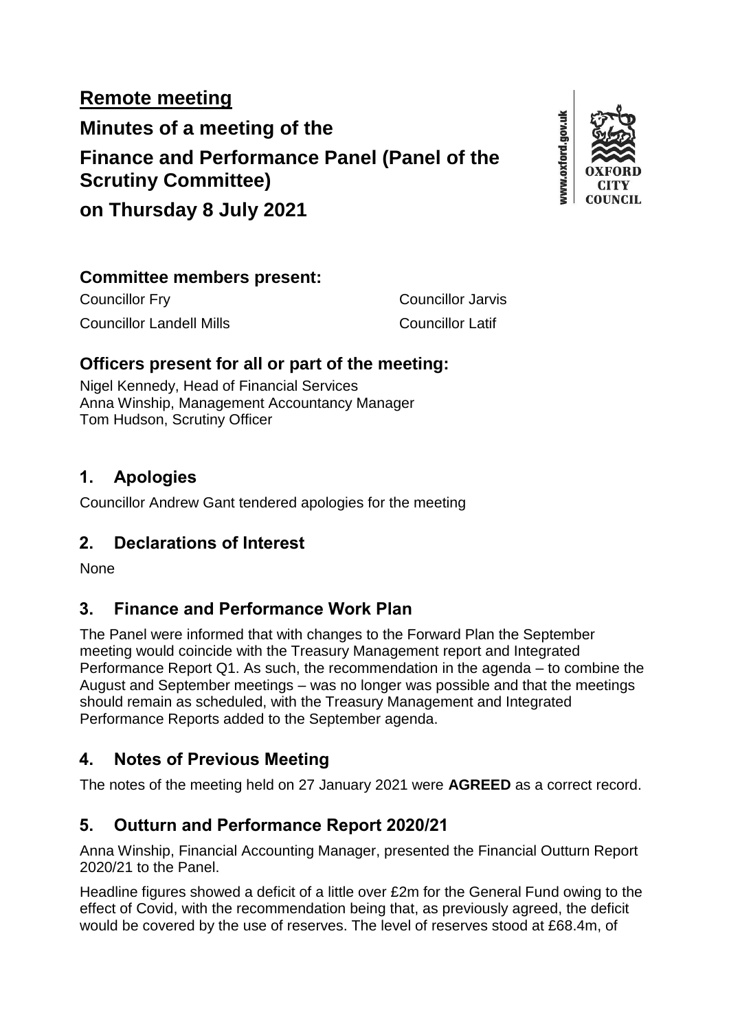# Remote meeting

## Minutes of a meeting of the

## Finance and Performance Panel (Panel of the Scrutiny Committee)

## on Thursday 8 July 2021

### Committee members present:

Councillor Fry

Councillor Jarvis

Councillor Landell Mills

Councillor Latif

### Officers present for all or part of the meeting:

Nigel Kennedy, Head of Financial Services
Anna Winship, Management Accountancy Manager
Tom Hudson, Scrutiny Officer

## 1. Apologies

Councillor Andrew Gant tendered apologies for the meeting

## 2. Declarations of Interest

None

## 3. Finance and Performance Work Plan

The Panel were informed that with changes to the Forward Plan the September meeting would coincide with the Treasury Management report and Integrated Performance Report Q1. As such, the recommendation in the agenda – to combine the August and September meetings – was no longer was possible and that the meetings should remain as scheduled, with the Treasury Management and Integrated Performance Reports added to the September agenda.

## 4. Notes of Previous Meeting

The notes of the meeting held on 27 January 2021 were **AGREED** as a correct record.

## 5. Outturn and Performance Report 2020/21

Anna Winship, Financial Accounting Manager, presented the Financial Outturn Report 2020/21 to the Panel.

Headline figures showed a deficit of a little over £2m for the General Fund owing to the effect of Covid, with the recommendation being that, as previously agreed, the deficit would be covered by the use of reserves. The level of reserves stood at £68.4m, of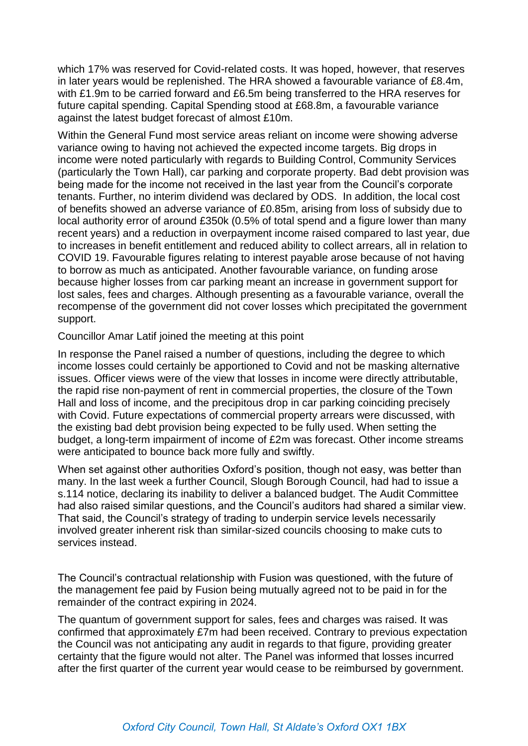which 17% was reserved for Covid-related costs. It was hoped, however, that reserves in later years would be replenished. The HRA showed a favourable variance of £8.4m, with £1.9m to be carried forward and £6.5m being transferred to the HRA reserves for future capital spending. Capital Spending stood at £68.8m, a favourable variance against the latest budget forecast of almost £10m.

Within the General Fund most service areas reliant on income were showing adverse variance owing to having not achieved the expected income targets. Big drops in income were noted particularly with regards to Building Control, Community Services (particularly the Town Hall), car parking and corporate property. Bad debt provision was being made for the income not received in the last year from the Council's corporate tenants. Further, no interim dividend was declared by ODS. In addition, the local cost of benefits showed an adverse variance of £0.85m, arising from loss of subsidy due to local authority error of around £350k (0.5% of total spend and a figure lower than many recent years) and a reduction in overpayment income raised compared to last year, due to increases in benefit entitlement and reduced ability to collect arrears, all in relation to COVID 19. Favourable figures relating to interest payable arose because of not having to borrow as much as anticipated. Another favourable variance, on funding arose because higher losses from car parking meant an increase in government support for lost sales, fees and charges. Although presenting as a favourable variance, overall the recompense of the government did not cover losses which precipitated the government support.

Councillor Amar Latif joined the meeting at this point

In response the Panel raised a number of questions, including the degree to which income losses could certainly be apportioned to Covid and not be masking alternative issues. Officer views were of the view that losses in income were directly attributable, the rapid rise non-payment of rent in commercial properties, the closure of the Town Hall and loss of income, and the precipitous drop in car parking coinciding precisely with Covid. Future expectations of commercial property arrears were discussed, with the existing bad debt provision being expected to be fully used. When setting the budget, a long-term impairment of income of £2m was forecast. Other income streams were anticipated to bounce back more fully and swiftly.

When set against other authorities Oxford's position, though not easy, was better than many. In the last week a further Council, Slough Borough Council, had had to issue a s.114 notice, declaring its inability to deliver a balanced budget. The Audit Committee had also raised similar questions, and the Council's auditors had shared a similar view. That said, the Council's strategy of trading to underpin service levels necessarily involved greater inherent risk than similar-sized councils choosing to make cuts to services instead.

The Council's contractual relationship with Fusion was questioned, with the future of the management fee paid by Fusion being mutually agreed not to be paid in for the remainder of the contract expiring in 2024.

The quantum of government support for sales, fees and charges was raised. It was confirmed that approximately £7m had been received. Contrary to previous expectation the Council was not anticipating any audit in regards to that figure, providing greater certainty that the figure would not alter. The Panel was informed that losses incurred after the first quarter of the current year would cease to be reimbursed by government.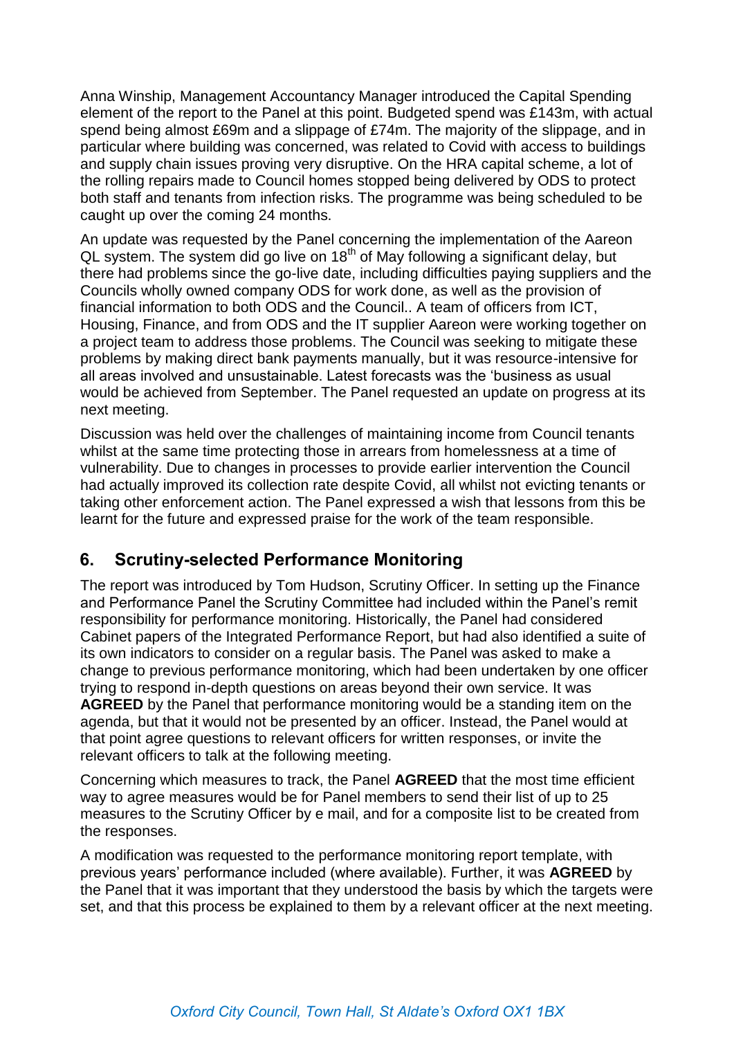Anna Winship, Management Accountancy Manager introduced the Capital Spending element of the report to the Panel at this point. Budgeted spend was £143m, with actual spend being almost £69m and a slippage of £74m. The majority of the slippage, and in particular where building was concerned, was related to Covid with access to buildings and supply chain issues proving very disruptive. On the HRA capital scheme, a lot of the rolling repairs made to Council homes stopped being delivered by ODS to protect both staff and tenants from infection risks. The programme was being scheduled to be caught up over the coming 24 months.

An update was requested by the Panel concerning the implementation of the Aareon QL system. The system did go live on 18th of May following a significant delay, but there had problems since the go-live date, including difficulties paying suppliers and the Councils wholly owned company ODS for work done, as well as the provision of financial information to both ODS and the Council.. A team of officers from ICT, Housing, Finance, and from ODS and the IT supplier Aareon were working together on a project team to address those problems. The Council was seeking to mitigate these problems by making direct bank payments manually, but it was resource-intensive for all areas involved and unsustainable. Latest forecasts was the 'business as usual would be achieved from September. The Panel requested an update on progress at its next meeting.

Discussion was held over the challenges of maintaining income from Council tenants whilst at the same time protecting those in arrears from homelessness at a time of vulnerability. Due to changes in processes to provide earlier intervention the Council had actually improved its collection rate despite Covid, all whilst not evicting tenants or taking other enforcement action. The Panel expressed a wish that lessons from this be learnt for the future and expressed praise for the work of the team responsible.

## 6. Scrutiny-selected Performance Monitoring

The report was introduced by Tom Hudson, Scrutiny Officer. In setting up the Finance and Performance Panel the Scrutiny Committee had included within the Panel's remit responsibility for performance monitoring. Historically, the Panel had considered Cabinet papers of the Integrated Performance Report, but had also identified a suite of its own indicators to consider on a regular basis. The Panel was asked to make a change to previous performance monitoring, which had been undertaken by one officer trying to respond in-depth questions on areas beyond their own service. It was **AGREED** by the Panel that performance monitoring would be a standing item on the agenda, but that it would not be presented by an officer. Instead, the Panel would at that point agree questions to relevant officers for written responses, or invite the relevant officers to talk at the following meeting.

Concerning which measures to track, the Panel **AGREED** that the most time efficient way to agree measures would be for Panel members to send their list of up to 25 measures to the Scrutiny Officer by e mail, and for a composite list to be created from the responses.

A modification was requested to the performance monitoring report template, with previous years' performance included (where available). Further, it was **AGREED** by the Panel that it was important that they understood the basis by which the targets were set, and that this process be explained to them by a relevant officer at the next meeting.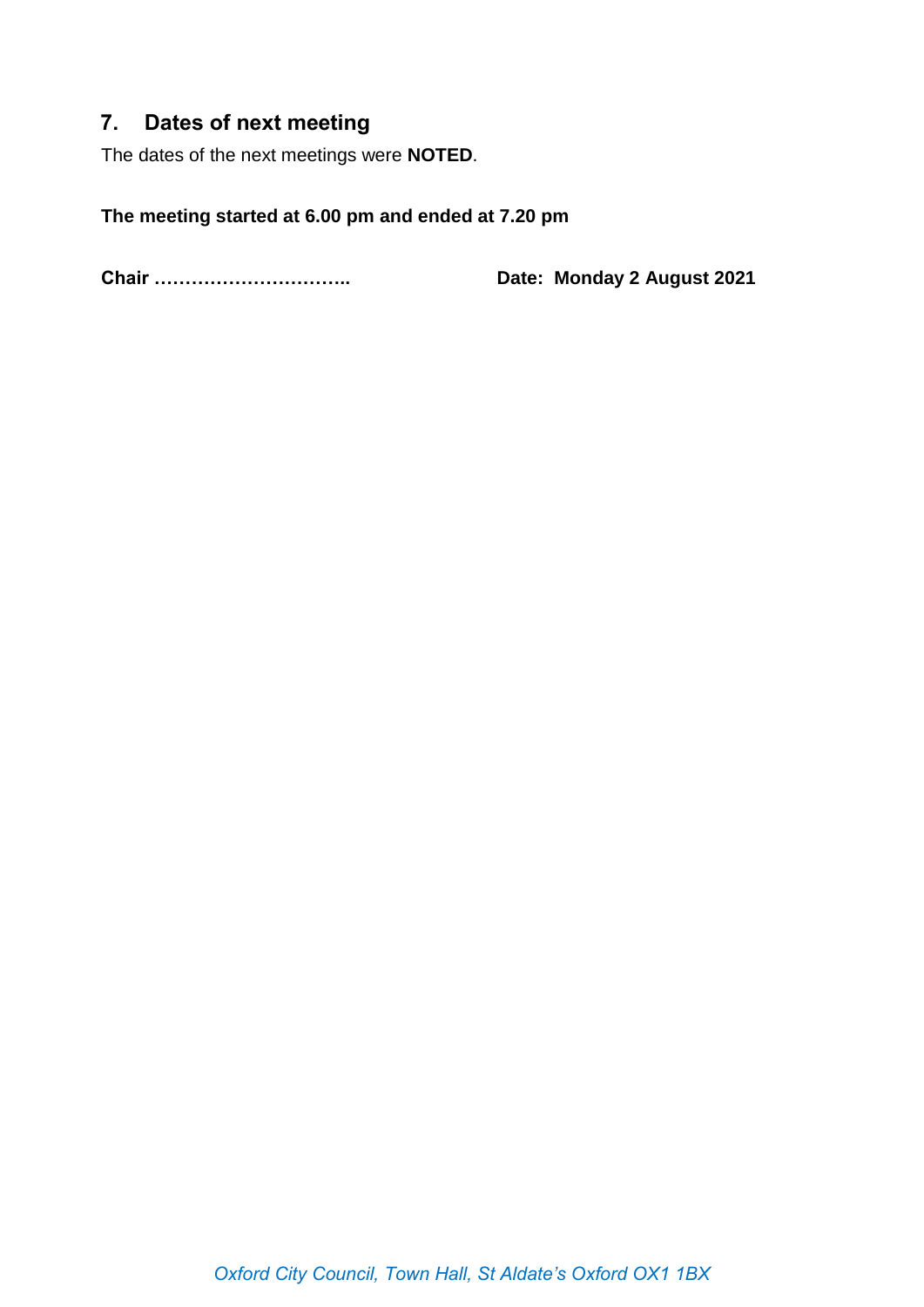## 7. Dates of next meeting

The dates of the next meetings were **NOTED**.

**The meeting started at 6.00 pm and ended at 7.20 pm**

**Chair …………………………..** **Date: Monday 2 August 2021**